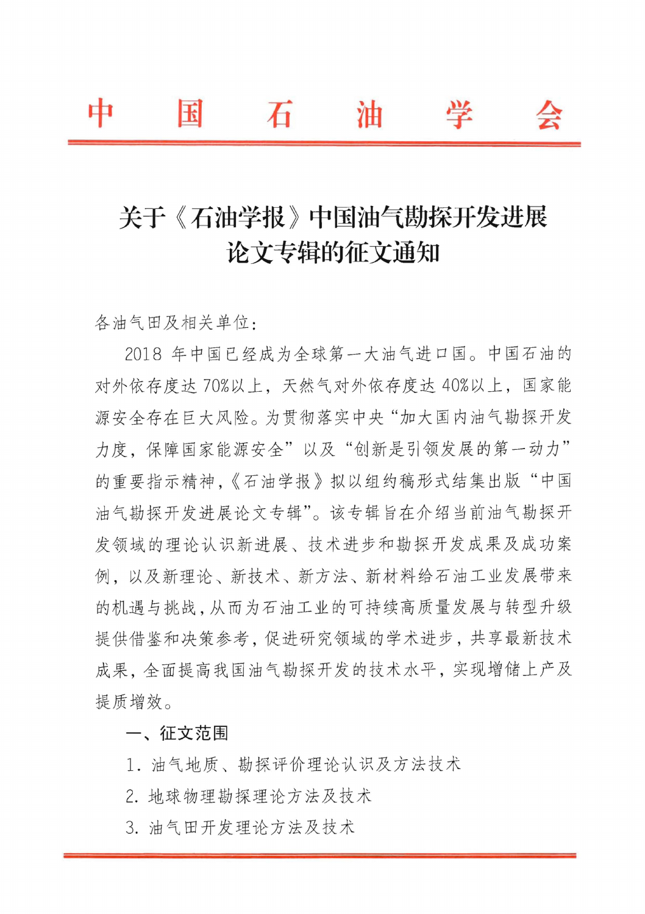# 中　国　石　油　学　会

## 关于《石油学报》中国油气勘探开发进展论文专辑的征文通知

各油气田及相关单位：

2018 年中国已经成为全球第一大油气进口国。中国石油的对外依存度达 70%以上，天然气对外依存度达 40%以上，国家能源安全存在巨大风险。为贯彻落实中央“加大国内油气勘探开发力度，保障国家能源安全”以及“创新是引领发展的第一动力”的重要指示精神，《石油学报》拟以组约稿形式结集出版“中国油气勘探开发进展论文专辑”。该专辑旨在介绍当前油气勘探开发领域的理论认识新进展、技术进步和勘探开发成果及成功案例，以及新理论、新技术、新方法、新材料给石油工业发展带来的机遇与挑战，从而为石油工业的可持续高质量发展与转型升级提供借鉴和决策参考，促进研究领域的学术进步，共享最新技术成果，全面提高我国油气勘探开发的技术水平，实现增储上产及提质增效。

**一、征文范围**

1. 油气地质、勘探评价理论认识及方法技术
2. 地球物理勘探理论方法及技术
3. 油气田开发理论方法及技术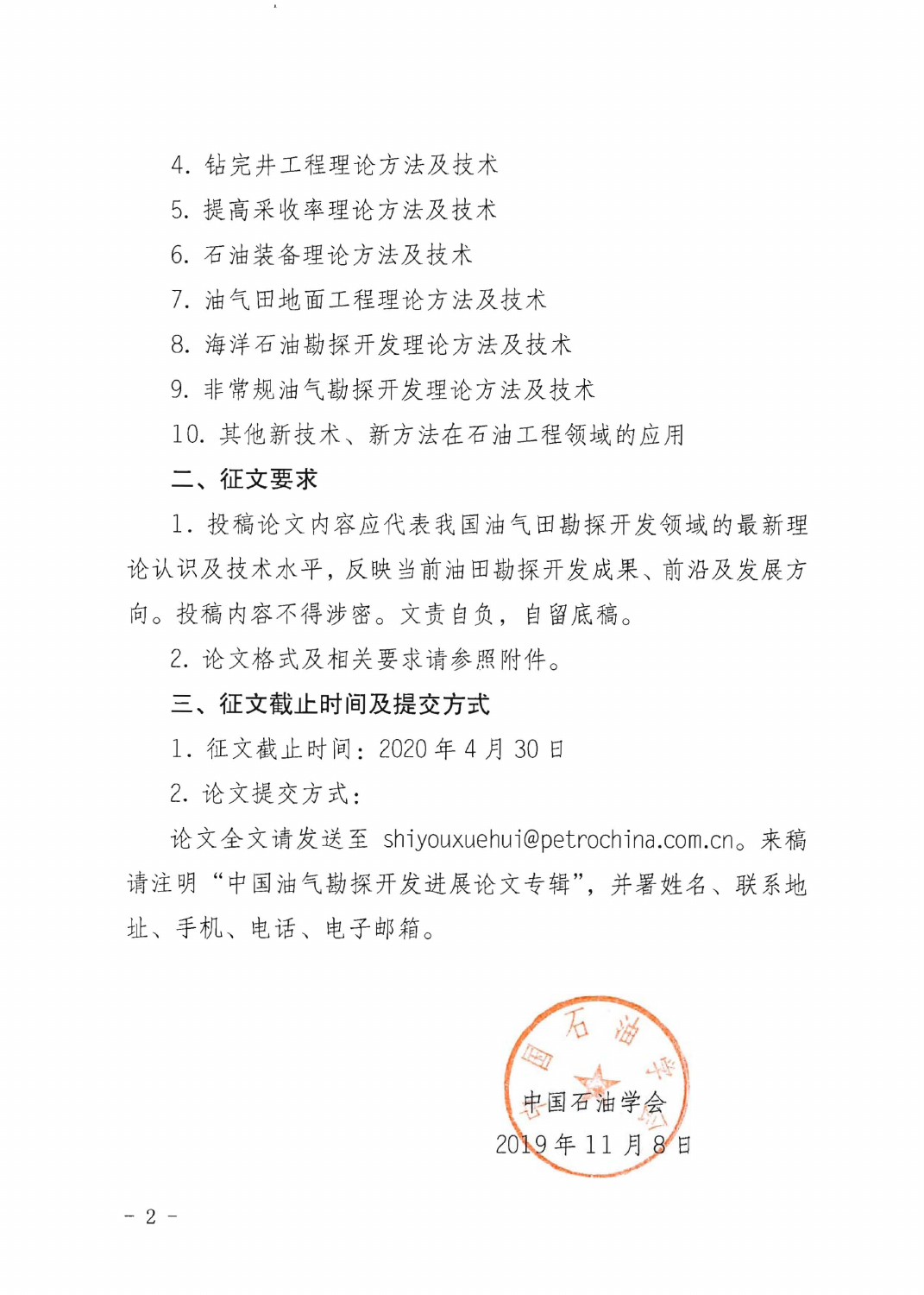4. 钻完井工程理论方法及技术

5. 提高采收率理论方法及技术

6. 石油装备理论方法及技术

7. 油气田地面工程理论方法及技术

8. 海洋石油勘探开发理论方法及技术

9. 非常规油气勘探开发理论方法及技术

10. 其他新技术、新方法在石油工程领域的应用

**二、征文要求**

1. 投稿论文内容应代表我国油气田勘探开发领域的最新理论认识及技术水平，反映当前油田勘探开发成果、前沿及发展方向。投稿内容不得涉密。文责自负，自留底稿。

2. 论文格式及相关要求请参照附件。

**三、征文截止时间及提交方式**

1. 征文截止时间：2020 年 4 月 30 日

2. 论文提交方式：

论文全文请发送至 shiyouxuehui@petrochina.com.cn。来稿请注明"中国油气勘探开发进展论文专辑"，并署姓名、联系地址、手机、电话、电子邮箱。

中国石油学会

2019 年 11 月 8 日